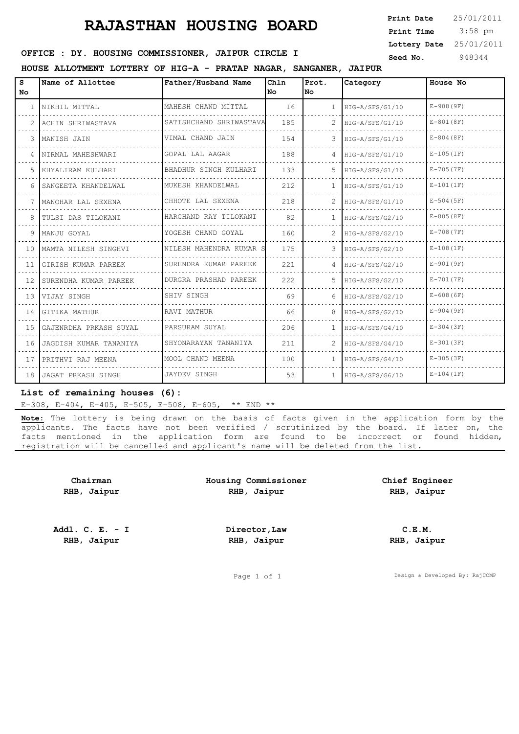# RAJASTHAN HOUSING BOARD

**Print Date** 25/01/2011
**Print Time** 3:58 pm
**Lottery Date** 25/01/2011
**Seed No.** 948344

**OFFICE : DY. HOUSING COMMISSIONER, JAIPUR CIRCLE I**

**HOUSE ALLOTMENT LOTTERY OF HIG-A - PRATAP NAGAR, SANGANER, JAIPUR**

| S No | Name of Allottee | Father/Husband Name | Chln No | Prot. No | Category | House No |
|---|---|---|---|---|---|---|
| 1 | NIKHIL MITTAL | MAHESH CHAND MITTAL | 16 | 1 | HIG-A/SFS/G1/10 | E-908(9F) |
| 2 | ACHIN SHRIWASTAVA | SATISHCHAND SHRIWASTAVA | 185 | 2 | HIG-A/SFS/G1/10 | E-801(8F) |
| 3 | MANISH JAIN | VIMAL CHAND JAIN | 154 | 3 | HIG-A/SFS/G1/10 | E-804(8F) |
| 4 | NIRMAL MAHESHWARI | GOPAL LAL AAGAR | 188 | 4 | HIG-A/SFS/G1/10 | E-105(1F) |
| 5 | KHYALIRAM KULHARI | BHADHUR SINGH KULHARI | 133 | 5 | HIG-A/SFS/G1/10 | E-705(7F) |
| 6 | SANGEETA KHANDELWAL | MUKESH KHANDELWAL | 212 | 1 | HIG-A/SFS/G1/10 | E-101(1F) |
| 7 | MANOHAR LAL SEXENA | CHHOTE LAL SEXENA | 218 | 2 | HIG-A/SFS/G1/10 | E-504(5F) |
| 8 | TULSI DAS TILOKANI | HARCHAND RAY TILOKANI | 82 | 1 | HIG-A/SFS/G2/10 | E-805(8F) |
| 9 | MANJU GOYAL | YOGESH CHAND GOYAL | 160 | 2 | HIG-A/SFS/G2/10 | E-708(7F) |
| 10 | MAMTA NILESH SINGHVI | NILESH MAHENDRA KUMAR S | 175 | 3 | HIG-A/SFS/G2/10 | E-108(1F) |
| 11 | GIRISH KUMAR PAREEK | SURENDRA KUMAR PAREEK | 221 | 4 | HIG-A/SFS/G2/10 | E-901(9F) |
| 12 | SURENDHA KUMAR PAREEK | DURGRA PRASHAD PAREEK | 222 | 5 | HIG-A/SFS/G2/10 | E-701(7F) |
| 13 | VIJAY SINGH | SHIV SINGH | 69 | 6 | HIG-A/SFS/G2/10 | E-608(6F) |
| 14 | GITIKA MATHUR | RAVI MATHUR | 66 | 8 | HIG-A/SFS/G2/10 | E-904(9F) |
| 15 | GAJENRDHA PRKASH SUYAL | PARSURAM SUYAL | 206 | 1 | HIG-A/SFS/G4/10 | E-304(3F) |
| 16 | JAGDISH KUMAR TANANIYA | SHYONARAYAN TANANIYA | 211 | 2 | HIG-A/SFS/G4/10 | E-301(3F) |
| 17 | PRITHVI RAJ MEENA | MOOL CHAND MEENA | 100 | 1 | HIG-A/SFS/G4/10 | E-305(3F) |
| 18 | JAGAT PRKASH SINGH | JAYDEV SINGH | 53 | 1 | HIG-A/SFS/G6/10 | E-104(1F) |

**List of remaining houses (6):**

E-308, E-404, E-405, E-505, E-508, E-605, ** END **

**Note:** The lottery is being drawn on the basis of facts given in the application form by the applicants. The facts have not been verified / scrutinized by the board. If later on, the facts mentioned in the application form are found to be incorrect or found hidden, registration will be cancelled and applicant's name will be deleted from the list.

| **Chairman RHB, Jaipur** | **Housing Commissioner RHB, Jaipur** | **Chief Engineer RHB, Jaipur** |
|---|---|---|
| **Addl. C. E. - I RHB, Jaipur** | **Director,Law RHB, Jaipur** | **C.E.M. RHB, Jaipur** |

Design & Developed By: RajCOMP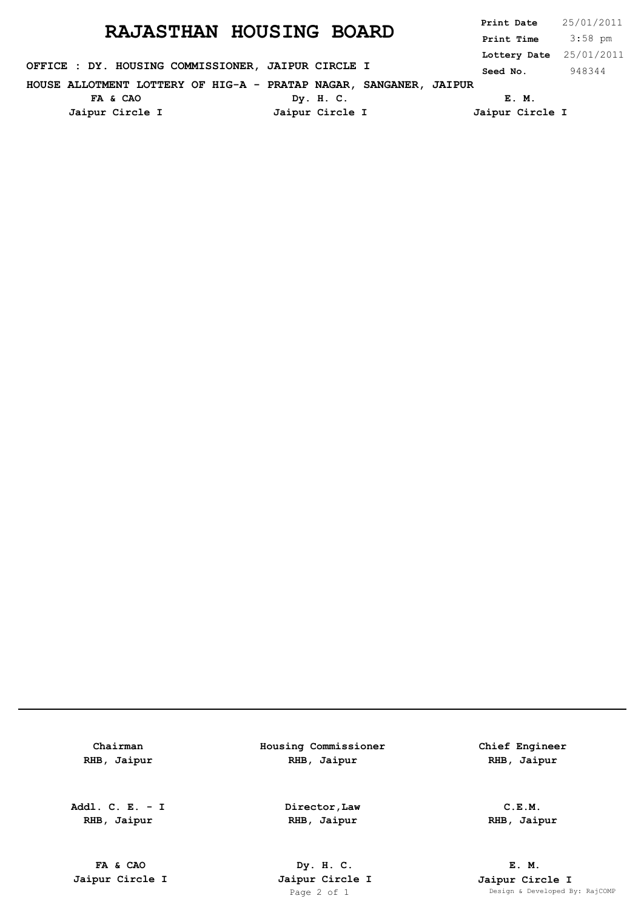# RAJASTHAN HOUSING BOARD

| | |
|---|---|
| **Print Date** | 25/01/2011 |
| **Print Time** | 3:58 pm |
| **Lottery Date** | 25/01/2011 |
| **Seed No.** | 948344 |

**OFFICE : DY. HOUSING COMMISSIONER, JAIPUR CIRCLE I**

**HOUSE ALLOTMENT LOTTERY OF HIG-A - PRATAP NAGAR, SANGANER, JAIPUR**

| | | |
|---|---|---|
| **FA & CAO** | **Dy. H. C.** | **E. M.** |
| **Jaipur Circle I** | **Jaipur Circle I** | **Jaipur Circle I** |

---

| | | |
|---|---|---|
| **Chairman** | **Housing Commissioner** | **Chief Engineer** |
| **RHB, Jaipur** | **RHB, Jaipur** | **RHB, Jaipur** |
| **Addl. C. E. - I** | **Director,Law** | **C.E.M.** |
| **RHB, Jaipur** | **RHB, Jaipur** | **RHB, Jaipur** |
| **FA & CAO** | **Dy. H. C.** | **E. M.** |
| **Jaipur Circle I** | **Jaipur Circle I** | **Jaipur Circle I** |

Design & Developed By: RajCOMP